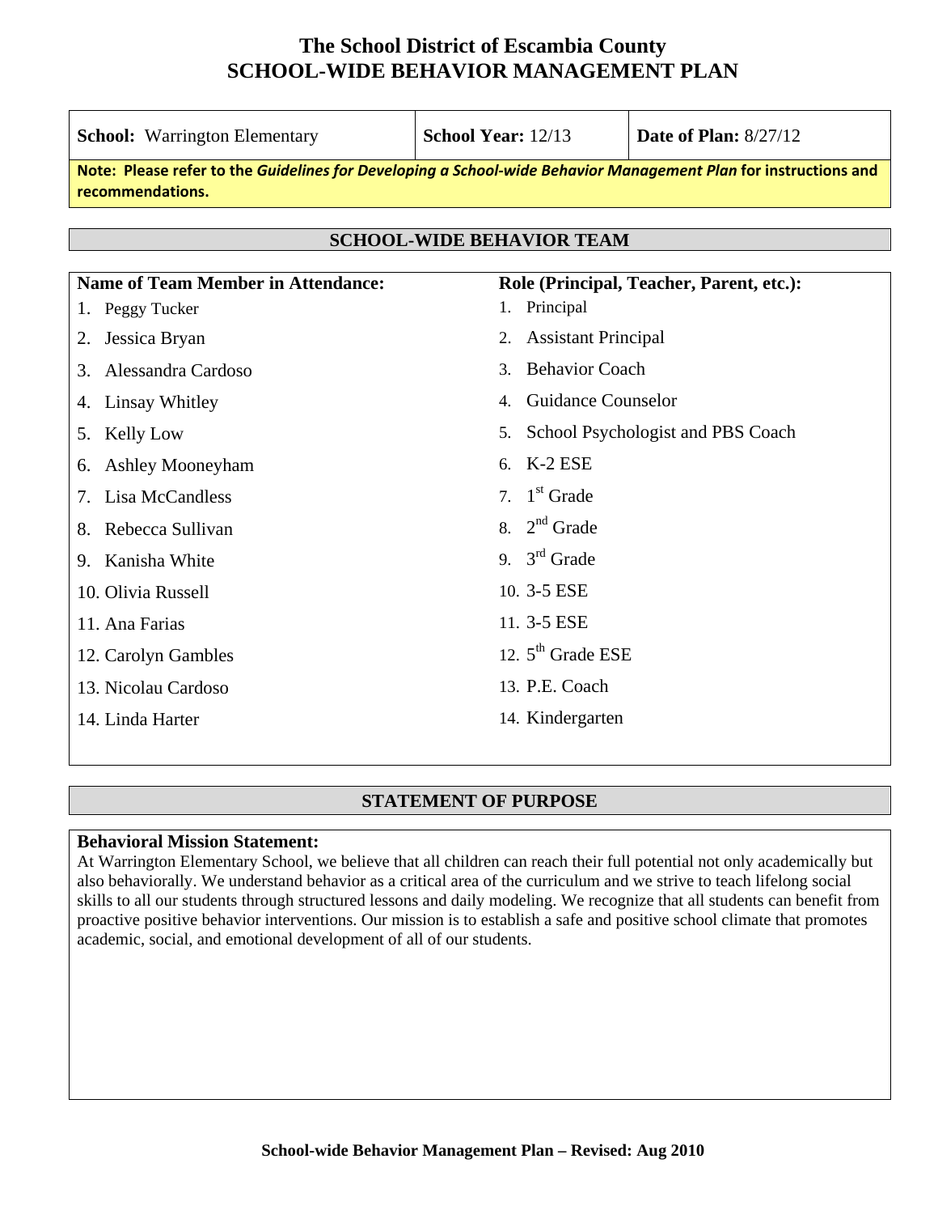# The School District of Escambia County
# SCHOOL-WIDE BEHAVIOR MANAGEMENT PLAN

| **School:** Warrington Elementary | **School Year:** 12/13 | **Date of Plan:** 8/27/12 |
|---|---|---|

**Note: Please refer to the *Guidelines for Developing a School-wide Behavior Management Plan* for instructions and recommendations.**

## SCHOOL-WIDE BEHAVIOR TEAM

| Name of Team Member in Attendance: | Role (Principal, Teacher, Parent, etc.): |
|---|---|
| 1. Peggy Tucker | 1. Principal |
| 2. Jessica Bryan | 2. Assistant Principal |
| 3. Alessandra Cardoso | 3. Behavior Coach |
| 4. Linsay Whitley | 4. Guidance Counselor |
| 5. Kelly Low | 5. School Psychologist and PBS Coach |
| 6. Ashley Mooneyham | 6. K-2 ESE |
| 7. Lisa McCandless | 7. 1st Grade |
| 8. Rebecca Sullivan | 8. 2nd Grade |
| 9. Kanisha White | 9. 3rd Grade |
| 10. Olivia Russell | 10. 3-5 ESE |
| 11. Ana Farias | 11. 3-5 ESE |
| 12. Carolyn Gambles | 12. 5th Grade ESE |
| 13. Nicolau Cardoso | 13. P.E. Coach |
| 14. Linda Harter | 14. Kindergarten |

## STATEMENT OF PURPOSE

**Behavioral Mission Statement:**
At Warrington Elementary School, we believe that all children can reach their full potential not only academically but also behaviorally. We understand behavior as a critical area of the curriculum and we strive to teach lifelong social skills to all our students through structured lessons and daily modeling. We recognize that all students can benefit from proactive positive behavior interventions. Our mission is to establish a safe and positive school climate that promotes academic, social, and emotional development of all of our students.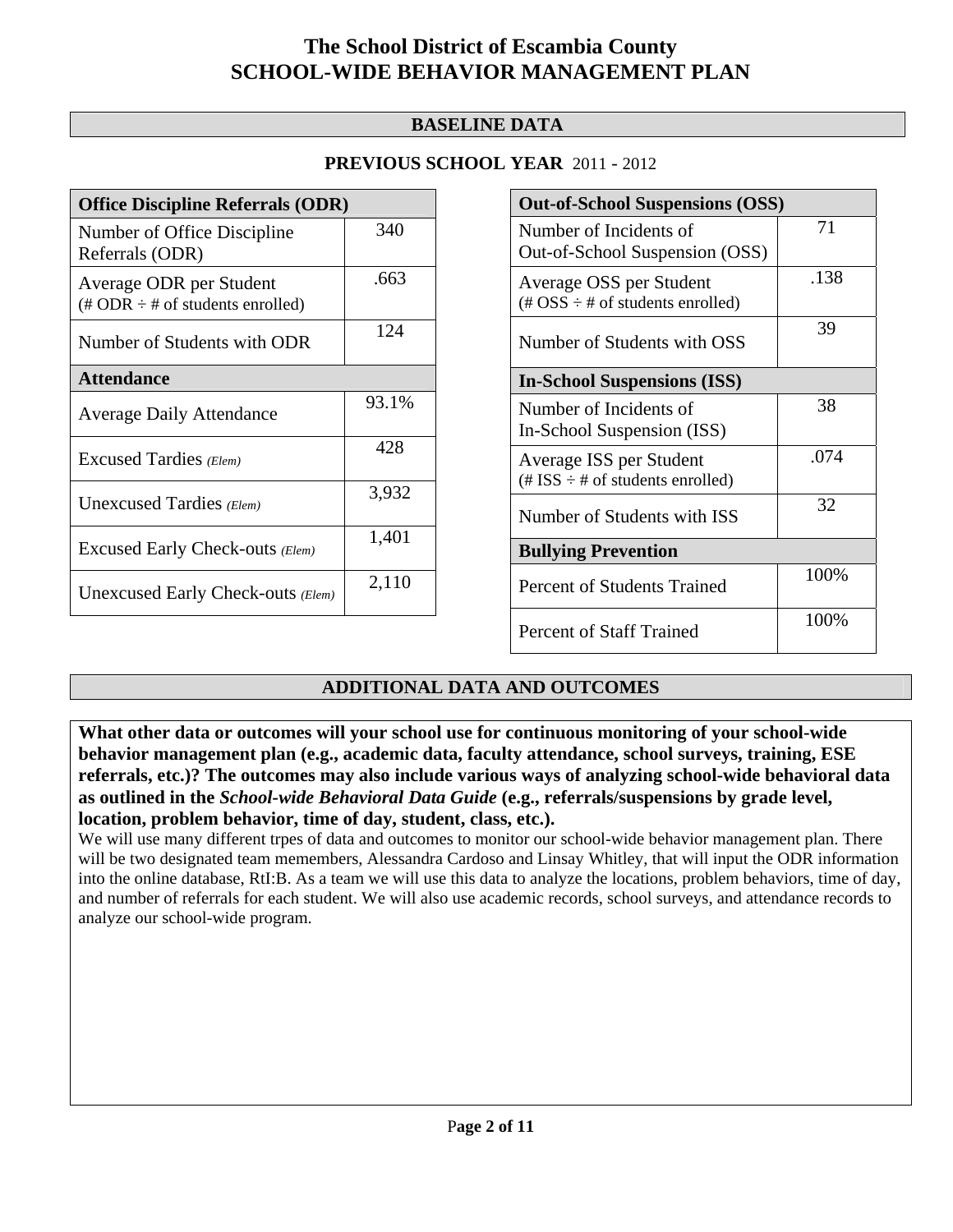# The School District of Escambia County
# SCHOOL-WIDE BEHAVIOR MANAGEMENT PLAN

## BASELINE DATA

### PREVIOUS SCHOOL YEAR 2011 - 2012

| Office Discipline Referrals (ODR) | |
|---|---|
| Number of Office Discipline Referrals (ODR) | 340 |
| Average ODR per Student (# ODR ÷ # of students enrolled) | .663 |
| Number of Students with ODR | 124 |
| **Attendance** | |
| Average Daily Attendance | 93.1% |
| Excused Tardies *(Elem)* | 428 |
| Unexcused Tardies *(Elem)* | 3,932 |
| Excused Early Check-outs *(Elem)* | 1,401 |
| Unexcused Early Check-outs *(Elem)* | 2,110 |

| Out-of-School Suspensions (OSS) | |
|---|---|
| Number of Incidents of Out-of-School Suspension (OSS) | 71 |
| Average OSS per Student (# OSS ÷ # of students enrolled) | .138 |
| Number of Students with OSS | 39 |
| **In-School Suspensions (ISS)** | |
| Number of Incidents of In-School Suspension (ISS) | 38 |
| Average ISS per Student (# ISS ÷ # of students enrolled) | .074 |
| Number of Students with ISS | 32 |
| **Bullying Prevention** | |
| Percent of Students Trained | 100% |
| Percent of Staff Trained | 100% |

## ADDITIONAL DATA AND OUTCOMES

**What other data or outcomes will your school use for continuous monitoring of your school-wide behavior management plan (e.g., academic data, faculty attendance, school surveys, training, ESE referrals, etc.)? The outcomes may also include various ways of analyzing school-wide behavioral data as outlined in the *School-wide Behavioral Data Guide* (e.g., referrals/suspensions by grade level, location, problem behavior, time of day, student, class, etc.).**

We will use many different trpes of data and outcomes to monitor our school-wide behavior management plan. There will be two designated team memembers, Alessandra Cardoso and Linsay Whitley, that will input the ODR information into the online database, RtI:B. As a team we will use this data to analyze the locations, problem behaviors, time of day, and number of referrals for each student. We will also use academic records, school surveys, and attendance records to analyze our school-wide program.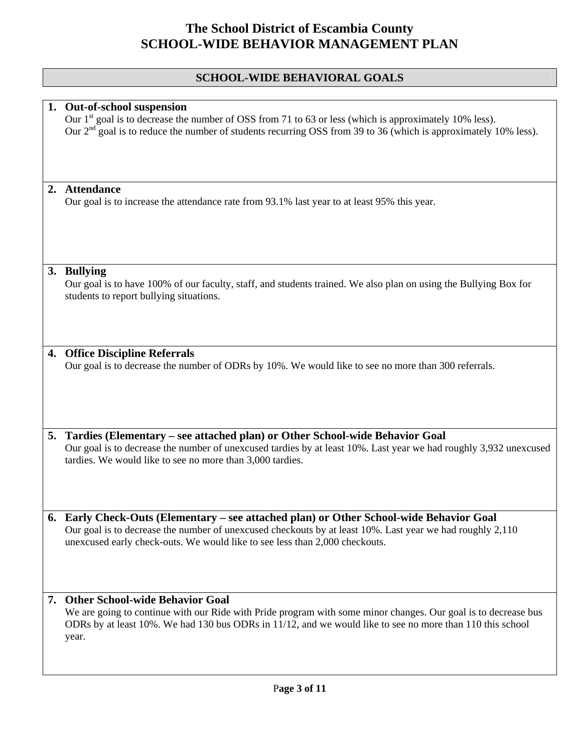# The School District of Escambia County
# SCHOOL-WIDE BEHAVIOR MANAGEMENT PLAN

## SCHOOL-WIDE BEHAVIORAL GOALS

1. **Out-of-school suspension**
   Our 1st goal is to decrease the number of OSS from 71 to 63 or less (which is approximately 10% less).
   Our 2nd goal is to reduce the number of students recurring OSS from 39 to 36 (which is approximately 10% less).

2. **Attendance**
   Our goal is to increase the attendance rate from 93.1% last year to at least 95% this year.

3. **Bullying**
   Our goal is to have 100% of our faculty, staff, and students trained. We also plan on using the Bullying Box for students to report bullying situations.

4. **Office Discipline Referrals**
   Our goal is to decrease the number of ODRs by 10%. We would like to see no more than 300 referrals.

5. **Tardies (Elementary – see attached plan) or Other School-wide Behavior Goal**
   Our goal is to decrease the number of unexcused tardies by at least 10%. Last year we had roughly 3,932 unexcused tardies. We would like to see no more than 3,000 tardies.

6. **Early Check-Outs (Elementary – see attached plan) or Other School-wide Behavior Goal**
   Our goal is to decrease the number of unexcused checkouts by at least 10%. Last year we had roughly 2,110 unexcused early check-outs. We would like to see less than 2,000 checkouts.

7. **Other School-wide Behavior Goal**
   We are going to continue with our Ride with Pride program with some minor changes. Our goal is to decrease bus ODRs by at least 10%. We had 130 bus ODRs in 11/12, and we would like to see no more than 110 this school year.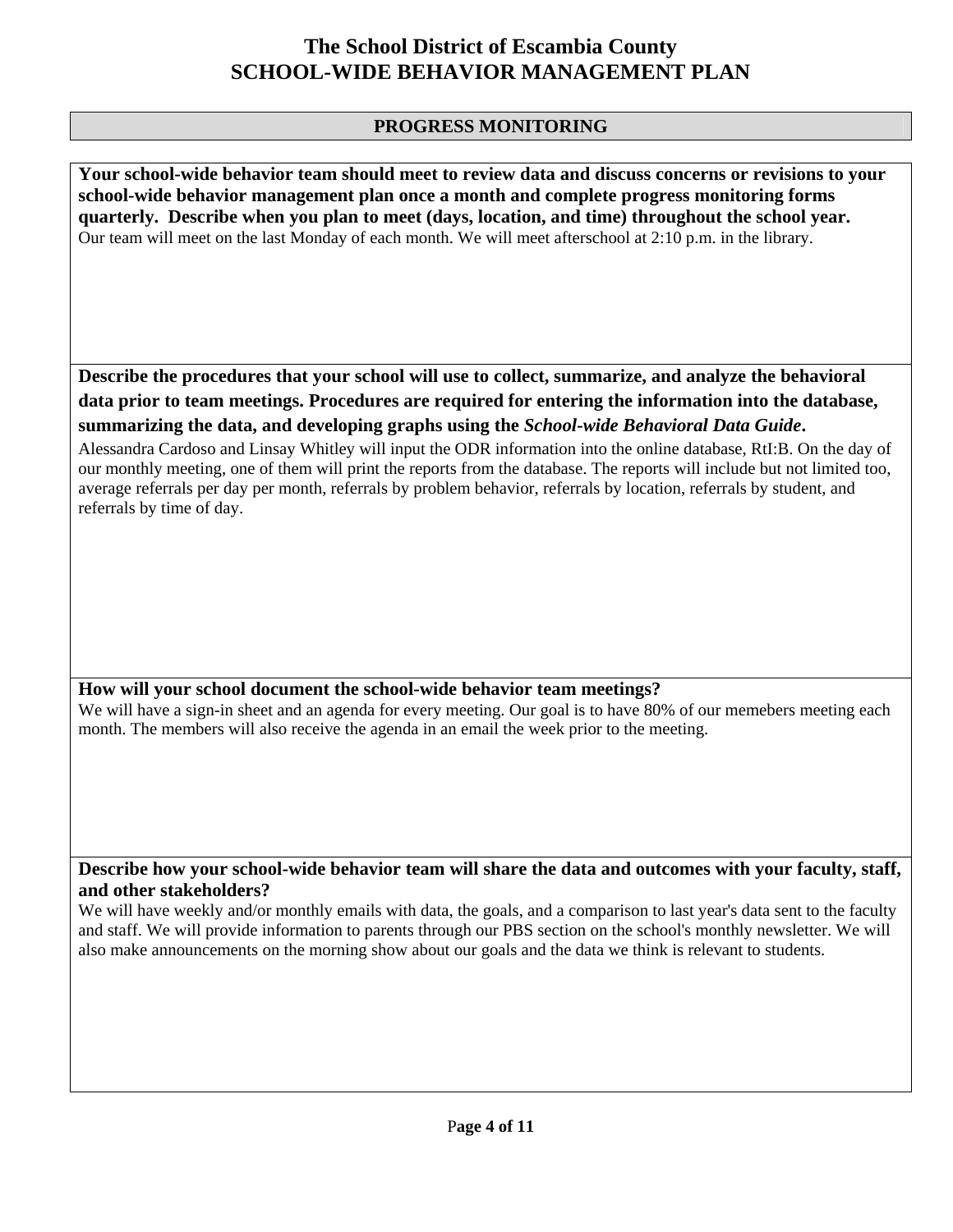# The School District of Escambia County
# SCHOOL-WIDE BEHAVIOR MANAGEMENT PLAN

## PROGRESS MONITORING

**Your school-wide behavior team should meet to review data and discuss concerns or revisions to your school-wide behavior management plan once a month and complete progress monitoring forms quarterly. Describe when you plan to meet (days, location, and time) throughout the school year.**

Our team will meet on the last Monday of each month. We will meet afterschool at 2:10 p.m. in the library.

**Describe the procedures that your school will use to collect, summarize, and analyze the behavioral data prior to team meetings. Procedures are required for entering the information into the database, summarizing the data, and developing graphs using the *School-wide Behavioral Data Guide*.**

Alessandra Cardoso and Linsay Whitley will input the ODR information into the online database, RtI:B. On the day of our monthly meeting, one of them will print the reports from the database. The reports will include but not limited too, average referrals per day per month, referrals by problem behavior, referrals by location, referrals by student, and referrals by time of day.

**How will your school document the school-wide behavior team meetings?**

We will have a sign-in sheet and an agenda for every meeting. Our goal is to have 80% of our memebers meeting each month. The members will also receive the agenda in an email the week prior to the meeting.

**Describe how your school-wide behavior team will share the data and outcomes with your faculty, staff, and other stakeholders?**

We will have weekly and/or monthly emails with data, the goals, and a comparison to last year's data sent to the faculty and staff. We will provide information to parents through our PBS section on the school's monthly newsletter. We will also make announcements on the morning show about our goals and the data we think is relevant to students.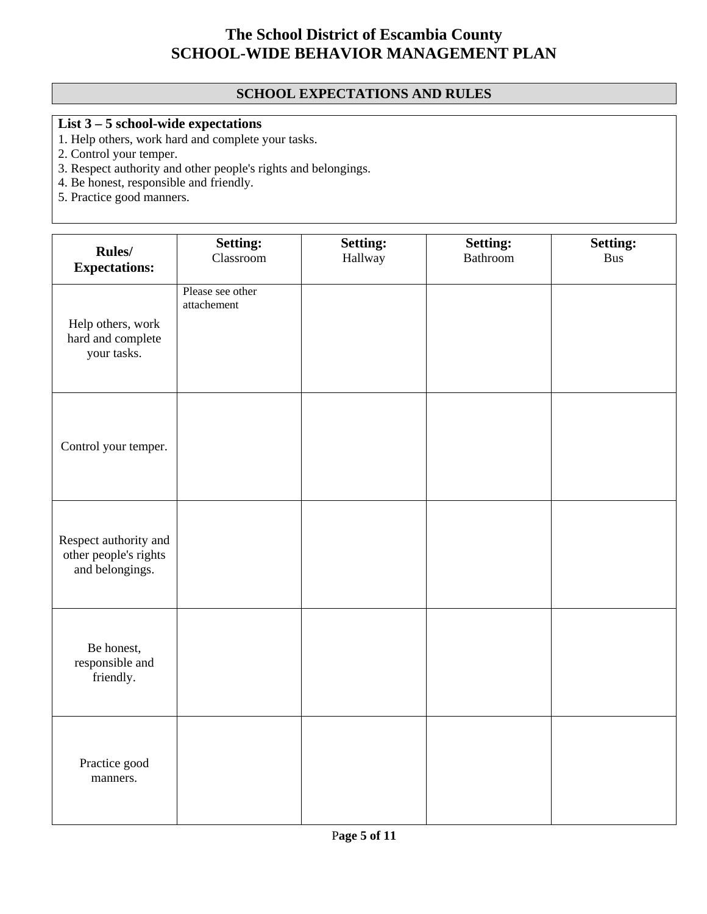# The School District of Escambia County
# SCHOOL-WIDE BEHAVIOR MANAGEMENT PLAN

## SCHOOL EXPECTATIONS AND RULES

**List 3 – 5 school-wide expectations**

1. Help others, work hard and complete your tasks.
2. Control your temper.
3. Respect authority and other people's rights and belongings.
4. Be honest, responsible and friendly.
5. Practice good manners.

| **Rules/ Expectations:** | **Setting:** Classroom | **Setting:** Hallway | **Setting:** Bathroom | **Setting:** Bus |
|---|---|---|---|---|
| Help others, work hard and complete your tasks. | Please see other attachement | | | |
| Control your temper. | | | | |
| Respect authority and other people's rights and belongings. | | | | |
| Be honest, responsible and friendly. | | | | |
| Practice good manners. | | | | |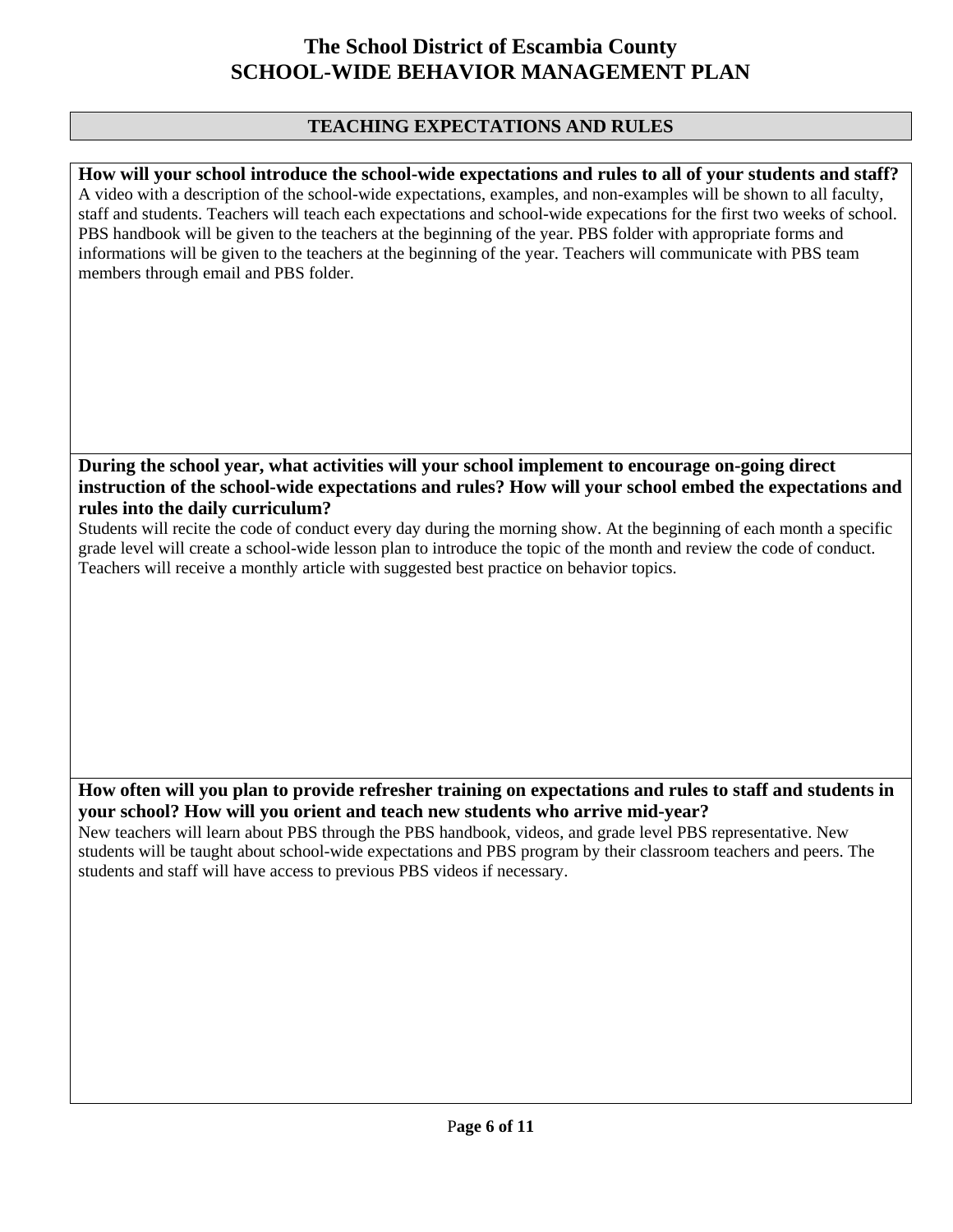# The School District of Escambia County
# SCHOOL-WIDE BEHAVIOR MANAGEMENT PLAN

## TEACHING EXPECTATIONS AND RULES

**How will your school introduce the school-wide expectations and rules to all of your students and staff?**

A video with a description of the school-wide expectations, examples, and non-examples will be shown to all faculty, staff and students. Teachers will teach each expectations and school-wide expecations for the first two weeks of school. PBS handbook will be given to the teachers at the beginning of the year. PBS folder with appropriate forms and informations will be given to the teachers at the beginning of the year. Teachers will communicate with PBS team members through email and PBS folder.

**During the school year, what activities will your school implement to encourage on-going direct instruction of the school-wide expectations and rules? How will your school embed the expectations and rules into the daily curriculum?**

Students will recite the code of conduct every day during the morning show. At the beginning of each month a specific grade level will create a school-wide lesson plan to introduce the topic of the month and review the code of conduct. Teachers will receive a monthly article with suggested best practice on behavior topics.

**How often will you plan to provide refresher training on expectations and rules to staff and students in your school? How will you orient and teach new students who arrive mid-year?**

New teachers will learn about PBS through the PBS handbook, videos, and grade level PBS representative. New students will be taught about school-wide expectations and PBS program by their classroom teachers and peers. The students and staff will have access to previous PBS videos if necessary.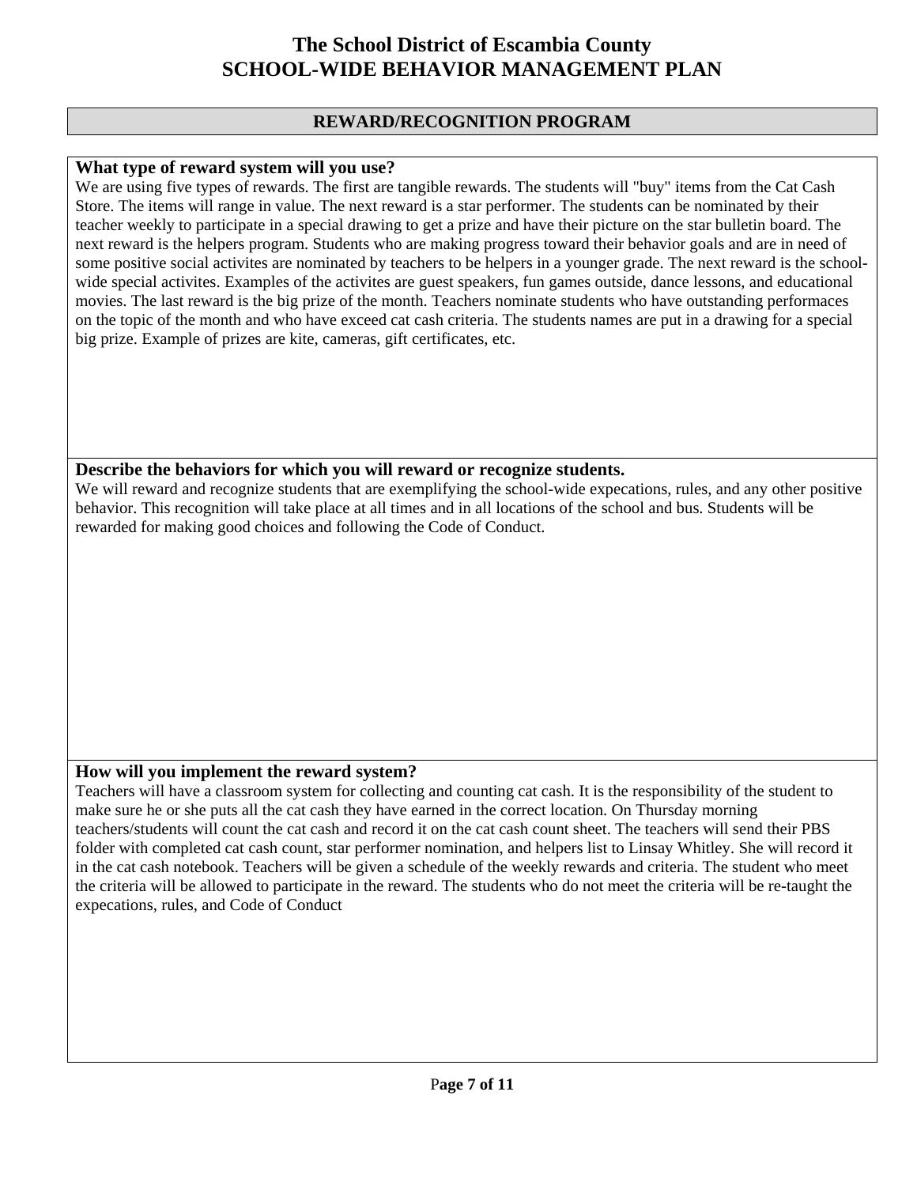# The School District of Escambia County
# SCHOOL-WIDE BEHAVIOR MANAGEMENT PLAN

## REWARD/RECOGNITION PROGRAM

### What type of reward system will you use?

We are using five types of rewards. The first are tangible rewards. The students will "buy" items from the Cat Cash Store. The items will range in value. The next reward is a star performer. The students can be nominated by their teacher weekly to participate in a special drawing to get a prize and have their picture on the star bulletin board. The next reward is the helpers program. Students who are making progress toward their behavior goals and are in need of some positive social activites are nominated by teachers to be helpers in a younger grade. The next reward is the school-wide special activites. Examples of the activites are guest speakers, fun games outside, dance lessons, and educational movies. The last reward is the big prize of the month. Teachers nominate students who have outstanding performaces on the topic of the month and who have exceed cat cash criteria. The students names are put in a drawing for a special big prize. Example of prizes are kite, cameras, gift certificates, etc.

### Describe the behaviors for which you will reward or recognize students.

We will reward and recognize students that are exemplifying the school-wide expecations, rules, and any other positive behavior. This recognition will take place at all times and in all locations of the school and bus. Students will be rewarded for making good choices and following the Code of Conduct.

### How will you implement the reward system?

Teachers will have a classroom system for collecting and counting cat cash. It is the responsibility of the student to make sure he or she puts all the cat cash they have earned in the correct location. On Thursday morning teachers/students will count the cat cash and record it on the cat cash count sheet. The teachers will send their PBS folder with completed cat cash count, star performer nomination, and helpers list to Linsay Whitley. She will record it in the cat cash notebook. Teachers will be given a schedule of the weekly rewards and criteria. The student who meet the criteria will be allowed to participate in the reward. The students who do not meet the criteria will be re-taught the expecations, rules, and Code of Conduct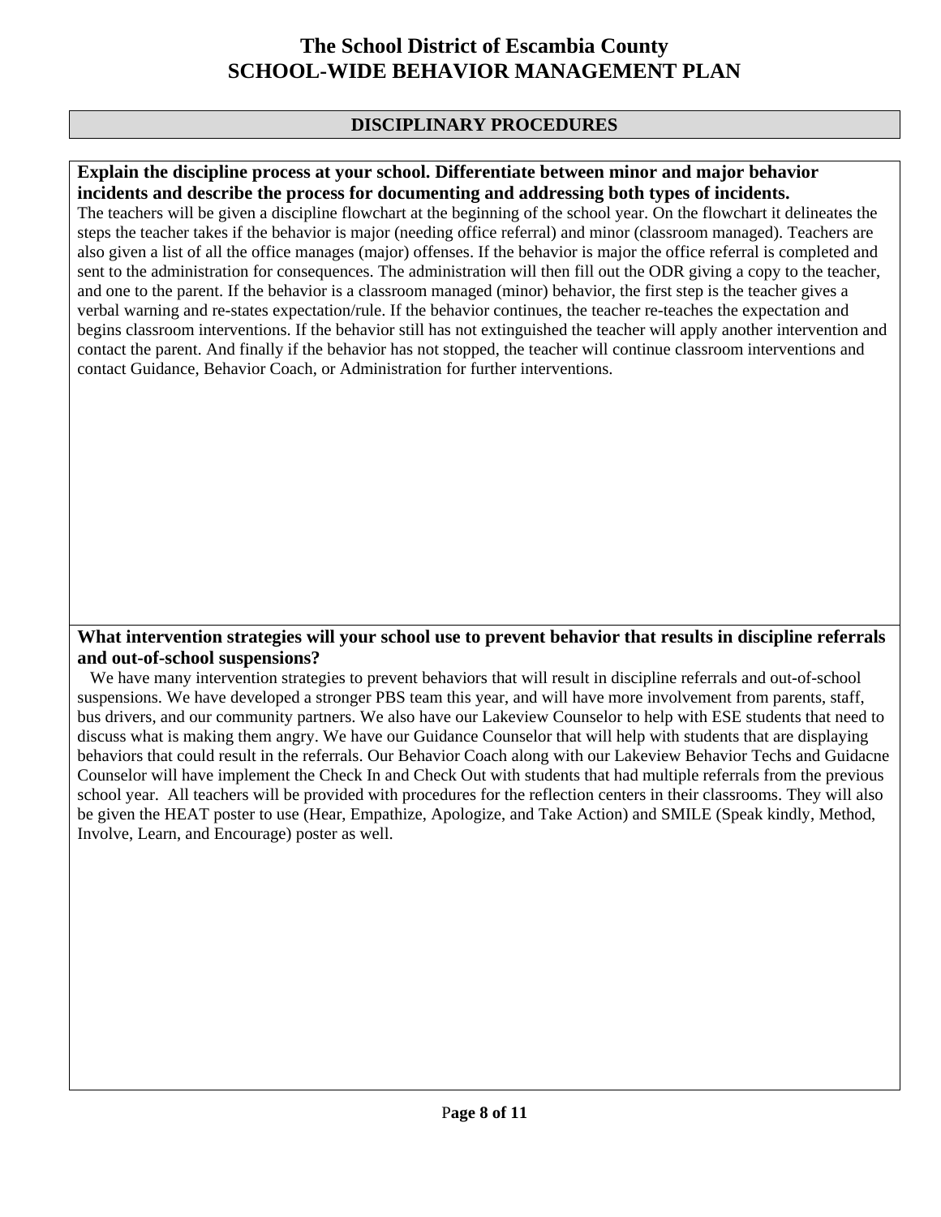# The School District of Escambia County
# SCHOOL-WIDE BEHAVIOR MANAGEMENT PLAN

## DISCIPLINARY PROCEDURES

**Explain the discipline process at your school. Differentiate between minor and major behavior incidents and describe the process for documenting and addressing both types of incidents.**

The teachers will be given a discipline flowchart at the beginning of the school year. On the flowchart it delineates the steps the teacher takes if the behavior is major (needing office referral) and minor (classroom managed). Teachers are also given a list of all the office manages (major) offenses. If the behavior is major the office referral is completed and sent to the administration for consequences. The administration will then fill out the ODR giving a copy to the teacher, and one to the parent. If the behavior is a classroom managed (minor) behavior, the first step is the teacher gives a verbal warning and re-states expectation/rule. If the behavior continues, the teacher re-teaches the expectation and begins classroom interventions. If the behavior still has not extinguished the teacher will apply another intervention and contact the parent. And finally if the behavior has not stopped, the teacher will continue classroom interventions and contact Guidance, Behavior Coach, or Administration for further interventions.

**What intervention strategies will your school use to prevent behavior that results in discipline referrals and out-of-school suspensions?**

We have many intervention strategies to prevent behaviors that will result in discipline referrals and out-of-school suspensions. We have developed a stronger PBS team this year, and will have more involvement from parents, staff, bus drivers, and our community partners. We also have our Lakeview Counselor to help with ESE students that need to discuss what is making them angry. We have our Guidance Counselor that will help with students that are displaying behaviors that could result in the referrals. Our Behavior Coach along with our Lakeview Behavior Techs and Guidacne Counselor will have implement the Check In and Check Out with students that had multiple referrals from the previous school year. All teachers will be provided with procedures for the reflection centers in their classrooms. They will also be given the HEAT poster to use (Hear, Empathize, Apologize, and Take Action) and SMILE (Speak kindly, Method, Involve, Learn, and Encourage) poster as well.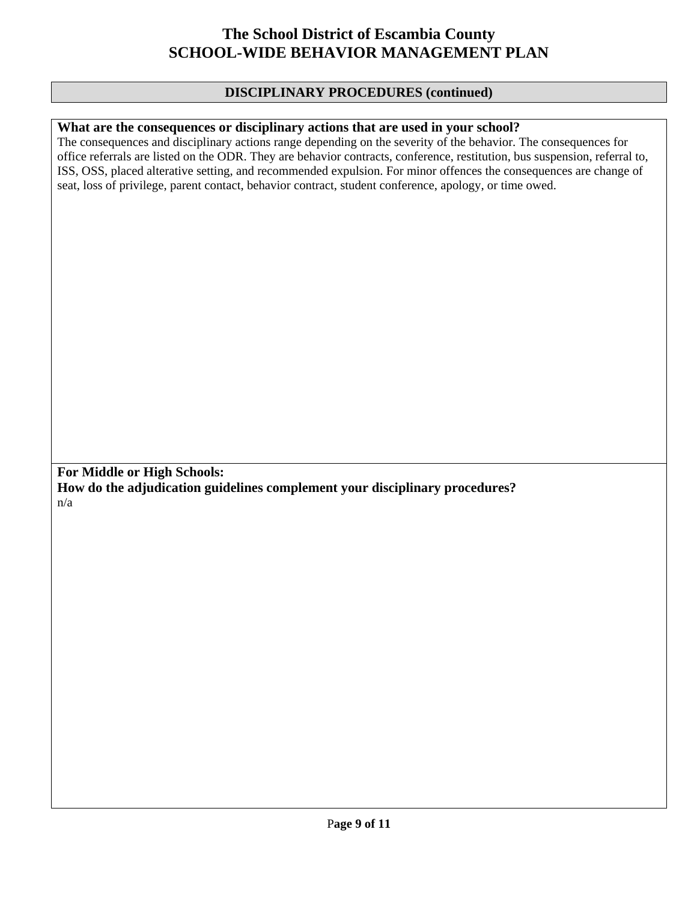# The School District of Escambia County
# SCHOOL-WIDE BEHAVIOR MANAGEMENT PLAN

## DISCIPLINARY PROCEDURES (continued)

**What are the consequences or disciplinary actions that are used in your school?**

The consequences and disciplinary actions range depending on the severity of the behavior. The consequences for office referrals are listed on the ODR. They are behavior contracts, conference, restitution, bus suspension, referral to, ISS, OSS, placed alterative setting, and recommended expulsion. For minor offences the consequences are change of seat, loss of privilege, parent contact, behavior contract, student conference, apology, or time owed.

**For Middle or High Schools:**
**How do the adjudication guidelines complement your disciplinary procedures?**

n/a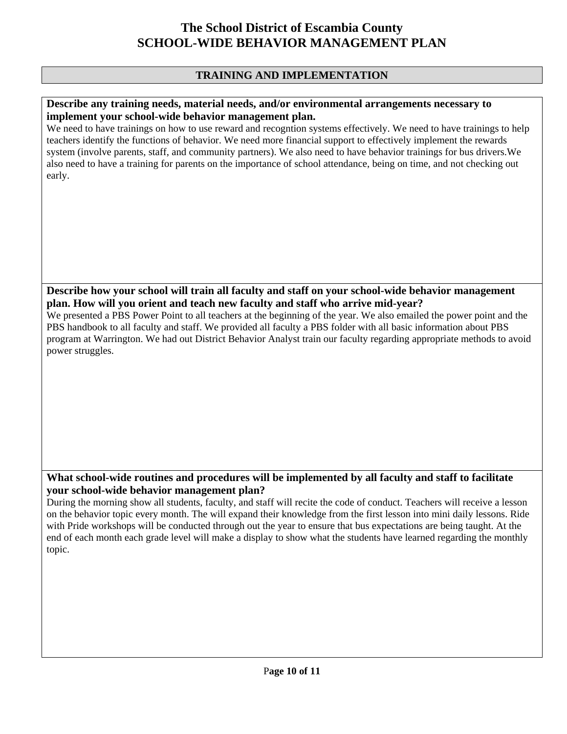# The School District of Escambia County
# SCHOOL-WIDE BEHAVIOR MANAGEMENT PLAN

## TRAINING AND IMPLEMENTATION

**Describe any training needs, material needs, and/or environmental arrangements necessary to implement your school-wide behavior management plan.**

We need to have trainings on how to use reward and recogntion systems effectively. We need to have trainings to help teachers identify the functions of behavior. We need more financial support to effectively implement the rewards system (involve parents, staff, and community partners). We also need to have behavior trainings for bus drivers.We also need to have a training for parents on the importance of school attendance, being on time, and not checking out early.

**Describe how your school will train all faculty and staff on your school-wide behavior management plan. How will you orient and teach new faculty and staff who arrive mid-year?**

We presented a PBS Power Point to all teachers at the beginning of the year. We also emailed the power point and the PBS handbook to all faculty and staff. We provided all faculty a PBS folder with all basic information about PBS program at Warrington. We had out District Behavior Analyst train our faculty regarding appropriate methods to avoid power struggles.

**What school-wide routines and procedures will be implemented by all faculty and staff to facilitate your school-wide behavior management plan?**

During the morning show all students, faculty, and staff will recite the code of conduct. Teachers will receive a lesson on the behavior topic every month. The will expand their knowledge from the first lesson into mini daily lessons. Ride with Pride workshops will be conducted through out the year to ensure that bus expectations are being taught. At the end of each month each grade level will make a display to show what the students have learned regarding the monthly topic.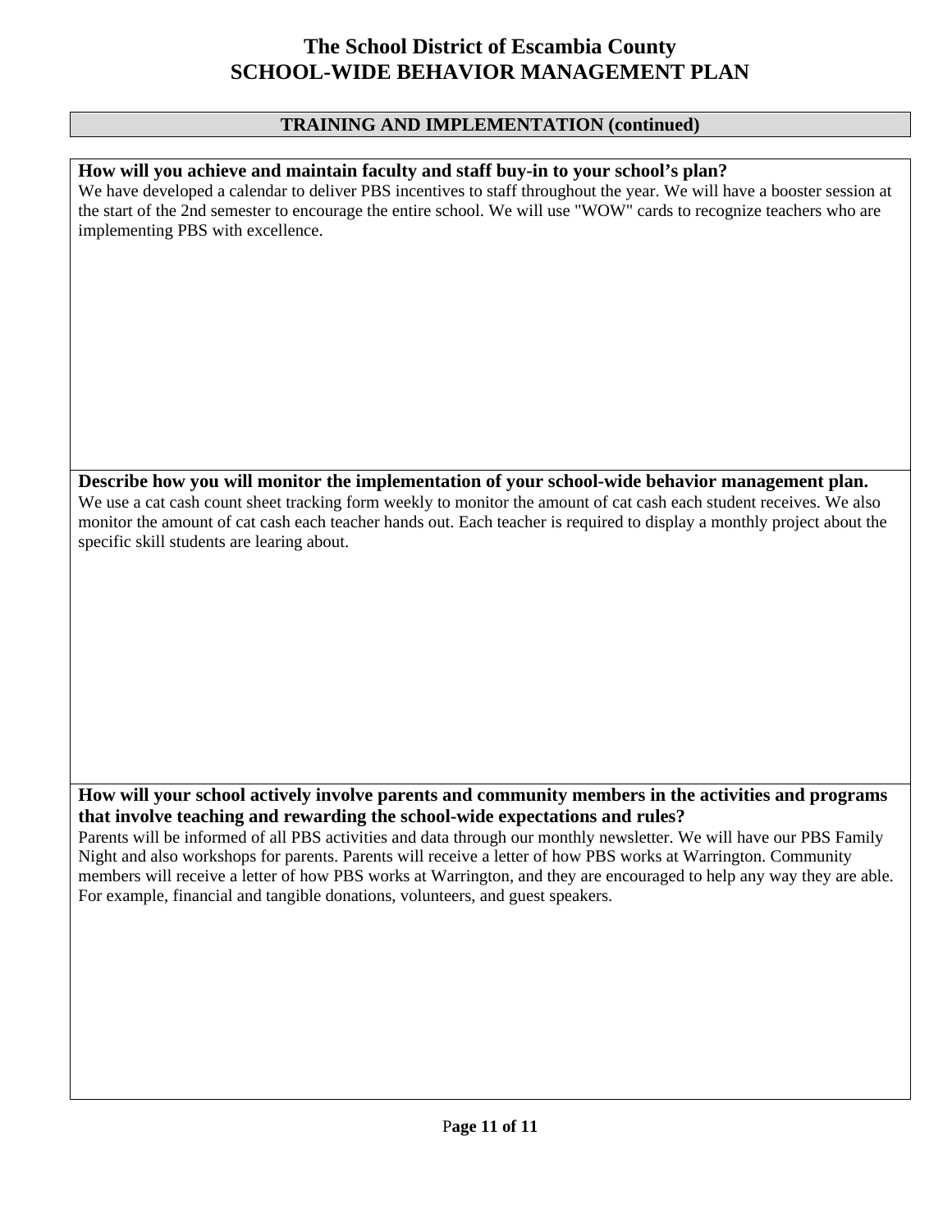# The School District of Escambia County
# SCHOOL-WIDE BEHAVIOR MANAGEMENT PLAN

## TRAINING AND IMPLEMENTATION (continued)

**How will you achieve and maintain faculty and staff buy-in to your school's plan?**

We have developed a calendar to deliver PBS incentives to staff throughout the year. We will have a booster session at the start of the 2nd semester to encourage the entire school. We will use "WOW" cards to recognize teachers who are implementing PBS with excellence.

**Describe how you will monitor the implementation of your school-wide behavior management plan.**

We use a cat cash count sheet tracking form weekly to monitor the amount of cat cash each student receives. We also monitor the amount of cat cash each teacher hands out. Each teacher is required to display a monthly project about the specific skill students are learing about.

**How will your school actively involve parents and community members in the activities and programs that involve teaching and rewarding the school-wide expectations and rules?**

Parents will be informed of all PBS activities and data through our monthly newsletter. We will have our PBS Family Night and also workshops for parents. Parents will receive a letter of how PBS works at Warrington. Community members will receive a letter of how PBS works at Warrington, and they are encouraged to help any way they are able. For example, financial and tangible donations, volunteers, and guest speakers.